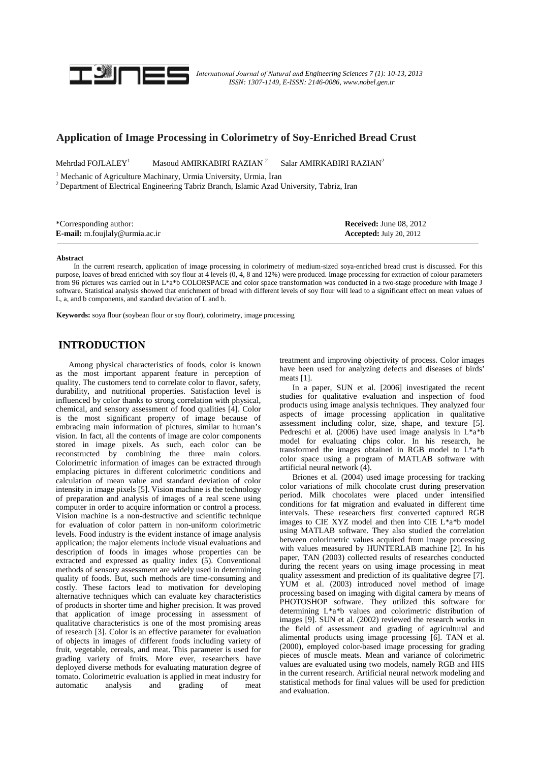# Application of Image Processing in Colorimetry of Soy-Enriched Bread Crust

Mehrdad FOJLALEY[1] Masoud AMIRKABIRI RAZIAN [2] Salar AMIRKABIRI RAZIAN[2]

[1] Mechanic of Agriculture Machinary, Urmia University, Urmia, İran

[2] Department of Electrical Engineering Tabriz Branch, Islamic Azad University, Tabriz, Iran

*Corresponding author:
**E-mail:** m.foujlaly@urmia.ac.ir

**Received:** June 08, 2012
**Accepted:** July 20, 2012

**Abstract**

In the current research, application of image processing in colorimetry of medium-sized soya-enriched bread crust is discussed. For this purpose, loaves of bread enriched with soy flour at 4 levels (0, 4, 8 and 12%) were produced. Image processing for extraction of colour parameters from 96 pictures was carried out in L*a*b COLORSPACE and color space transformation was conducted in a two-stage procedure with Image J software. Statistical analysis showed that enrichment of bread with different levels of soy flour will lead to a significant effect on mean values of L, a, and b components, and standard deviation of L and b.

**Keywords:** soya flour (soybean flour or soy flour), colorimetry, image processing

## INTRODUCTION

Among physical characteristics of foods, color is known as the most important apparent feature in perception of quality. The customers tend to correlate color to flavor, safety, durability, and nutritional properties. Satisfaction level is influenced by color thanks to strong correlation with physical, chemical, and sensory assessment of food qualities [4]. Color is the most significant property of image because of embracing main information of pictures, similar to human's vision. In fact, all the contents of image are color components stored in image pixels. As such, each color can be reconstructed by combining the three main colors. Colorimetric information of images can be extracted through emplacing pictures in different colorimetric conditions and calculation of mean value and standard deviation of color intensity in image pixels [5]. Vision machine is the technology of preparation and analysis of images of a real scene using computer in order to acquire information or control a process. Vision machine is a non-destructive and scientific technique for evaluation of color pattern in non-uniform colorimetric levels. Food industry is the evident instance of image analysis application; the major elements include visual evaluations and description of foods in images whose properties can be extracted and expressed as quality index (5). Conventional methods of sensory assessment are widely used in determining quality of foods. But, such methods are time-consuming and costly. These factors lead to motivation for developing alternative techniques which can evaluate key characteristics of products in shorter time and higher precision. It was proved that application of image processing in assessment of qualitative characteristics is one of the most promising areas of research [3]. Color is an effective parameter for evaluation of objects in images of different foods including variety of fruit, vegetable, cereals, and meat. This parameter is used for grading variety of fruits. More ever, researchers have deployed diverse methods for evaluating maturation degree of tomato. Colorimetric evaluation is applied in meat industry for automatic analysis and grading of meat treatment and improving objectivity of process. Color images have been used for analyzing defects and diseases of birds' meats [1].

In a paper, SUN et al. [2006] investigated the recent studies for qualitative evaluation and inspection of food products using image analysis techniques. They analyzed four aspects of image processing application in qualitative assessment including color, size, shape, and texture [5]. Pedreschi et al. (2006) have used image analysis in L*a*b model for evaluating chips color. In his research, he transformed the images obtained in RGB model to L*a*b color space using a program of MATLAB software with artificial neural network (4).

Briones et al. (2004) used image processing for tracking color variations of milk chocolate crust during preservation period. Milk chocolates were placed under intensified conditions for fat migration and evaluated in different time intervals. These researchers first converted captured RGB images to CIE XYZ model and then into CIE L*a*b model using MATLAB software. They also studied the correlation between colorimetric values acquired from image processing with values measured by HUNTERLAB machine [2]. In his paper, TAN (2003) collected results of researches conducted during the recent years on using image processing in meat quality assessment and prediction of its qualitative degree [7]. YUM et al. (2003) introduced novel method of image processing based on imaging with digital camera by means of PHOTOSHOP software. They utilized this software for determining L*a*b values and colorimetric distribution of images [9]. SUN et al. (2002) reviewed the research works in the field of assessment and grading of agricultural and alimental products using image processing [6]. TAN et al. (2000), employed color-based image processing for grading pieces of muscle meats. Mean and variance of colorimetric values are evaluated using two models, namely RGB and HIS in the current research. Artificial neural network modeling and statistical methods for final values will be used for prediction and evaluation.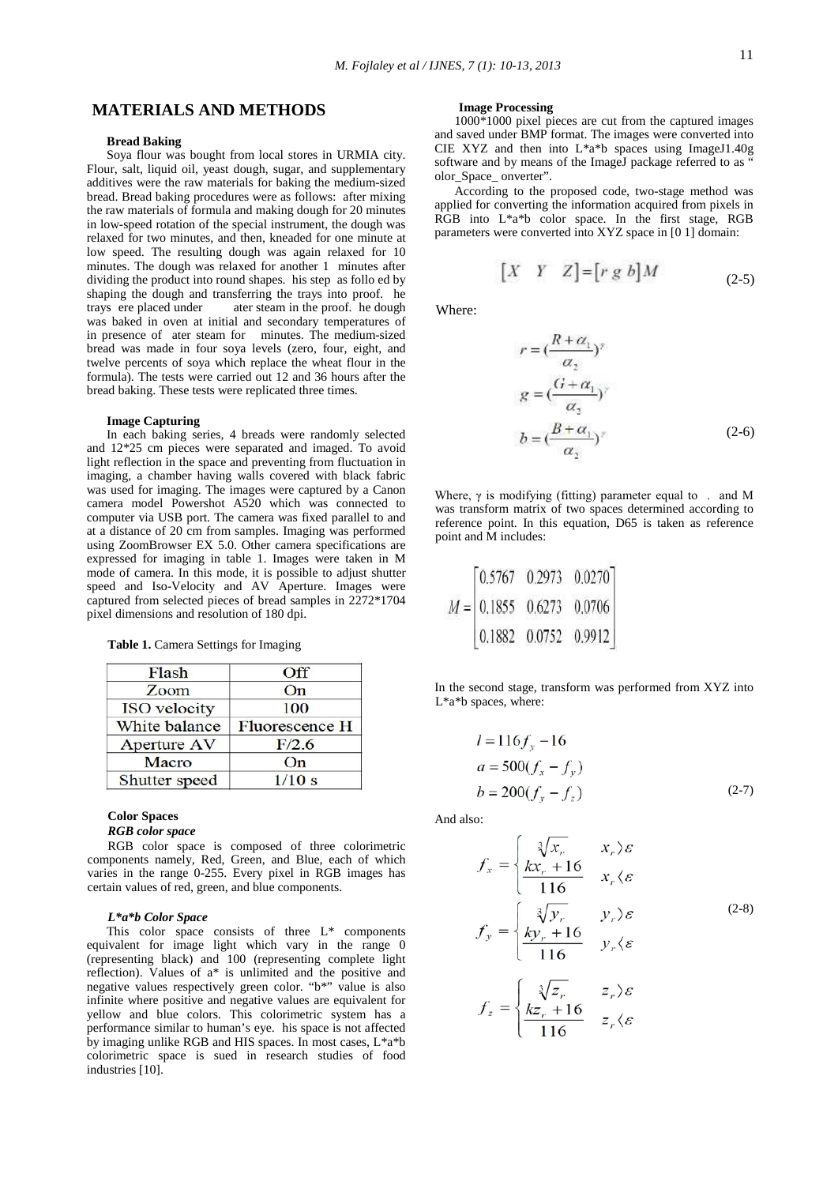## MATERIALS AND METHODS

### Bread Baking

Soya flour was bought from local stores in URMIA city. Flour, salt, liquid oil, yeast dough, sugar, and supplementary additives were the raw materials for baking the medium-sized bread. Bread baking procedures were as follows: after mixing the raw materials of formula and making dough for 20 minutes in low-speed rotation of the special instrument, the dough was relaxed for two minutes, and then, kneaded for one minute at low speed. The resulting dough was again relaxed for 10 minutes. The dough was relaxed for another 1 minutes after dividing the product into round shapes. his step as follo ed by shaping the dough and transferring the trays into proof. he trays ere placed under ater steam in the proof. he dough was baked in oven at initial and secondary temperatures of in presence of ater steam for minutes. The medium-sized bread was made in four soya levels (zero, four, eight, and twelve percents of soya which replace the wheat flour in the formula). The tests were carried out 12 and 36 hours after the bread baking. These tests were replicated three times.

### Image Capturing

In each baking series, 4 breads were randomly selected and 12*25 cm pieces were separated and imaged. To avoid light reflection in the space and preventing from fluctuation in imaging, a chamber having walls covered with black fabric was used for imaging. The images were captured by a Canon camera model Powershot A520 which was connected to computer via USB port. The camera was fixed parallel to and at a distance of 20 cm from samples. Imaging was performed using ZoomBrowser EX 5.0. Other camera specifications are expressed for imaging in table 1. Images were taken in M mode of camera. In this mode, it is possible to adjust shutter speed and Iso-Velocity and AV Aperture. Images were captured from selected pieces of bread samples in 2272*1704 pixel dimensions and resolution of 180 dpi.

**Table 1.** Camera Settings for Imaging

| Flash | Off |
|---|---|
| Zoom | On |
| ISO velocity | 100 |
| White balance | Fluorescence H |
| Aperture AV | F/2.6 |
| Macro | On |
| Shutter speed | 1/10 s |

### Color Spaces

#### *RGB color space*

RGB color space is composed of three colorimetric components namely, Red, Green, and Blue, each of which varies in the range 0-255. Every pixel in RGB images has certain values of red, green, and blue components.

#### *L*a*b Color Space*

This color space consists of three L* components equivalent for image light which vary in the range 0 (representing black) and 100 (representing complete light reflection). Values of a* is unlimited and the positive and negative values respectively green color. "b*" value is also infinite where positive and negative values are equivalent for yellow and blue colors. This colorimetric system has a performance similar to human's eye. his space is not affected by imaging unlike RGB and HIS spaces. In most cases, L*a*b colorimetric space is sued in research studies of food industries [10].

### Image Processing

1000*1000 pixel pieces are cut from the captured images and saved under BMP format. The images were converted into CIE XYZ and then into L*a*b spaces using ImageJ1.40g software and by means of the ImageJ package referred to as " olor_Space_ onverter".

According to the proposed code, two-stage method was applied for converting the information acquired from pixels in RGB into L*a*b color space. In the first stage, RGB parameters were converted into XYZ space in [0 1] domain:

$$[X \quad Y \quad Z] = [r \; g \; b] M \tag{2-5}$$

Where:

$$r = \left(\frac{R + \alpha_1}{\alpha_2}\right)^{\gamma}$$
$$g = \left(\frac{G + \alpha_1}{\alpha_2}\right)^{\gamma}$$
$$b = \left(\frac{B + \alpha_1}{\alpha_2}\right)^{\gamma} \tag{2-6}$$

Where, $\gamma$ is modifying (fitting) parameter equal to . and M was transform matrix of two spaces determined according to reference point. In this equation, D65 is taken as reference point and M includes:

$$M = \begin{bmatrix} 0.5767 & 0.2973 & 0.0270 \\ 0.1855 & 0.6273 & 0.0706 \\ 0.1882 & 0.0752 & 0.9912 \end{bmatrix}$$

In the second stage, transform was performed from XYZ into L*a*b spaces, where:

$$l = 116 f_y - 16$$
$$a = 500(f_x - f_y)$$
$$b = 200(f_y - f_z) \tag{2-7}$$

And also:

$$f_x = \begin{cases} \sqrt[3]{x_r} & x_r \rangle \varepsilon \\ \dfrac{k x_r + 16}{116} & x_r \langle \varepsilon \end{cases}$$

$$f_y = \begin{cases} \sqrt[3]{y_r} & y_r \rangle \varepsilon \\ \dfrac{k y_r + 16}{116} & y_r \langle \varepsilon \end{cases} \tag{2-8}$$

$$f_z = \begin{cases} \sqrt[3]{z_r} & z_r \rangle \varepsilon \\ \dfrac{k z_r + 16}{116} & z_r \langle \varepsilon \end{cases}$$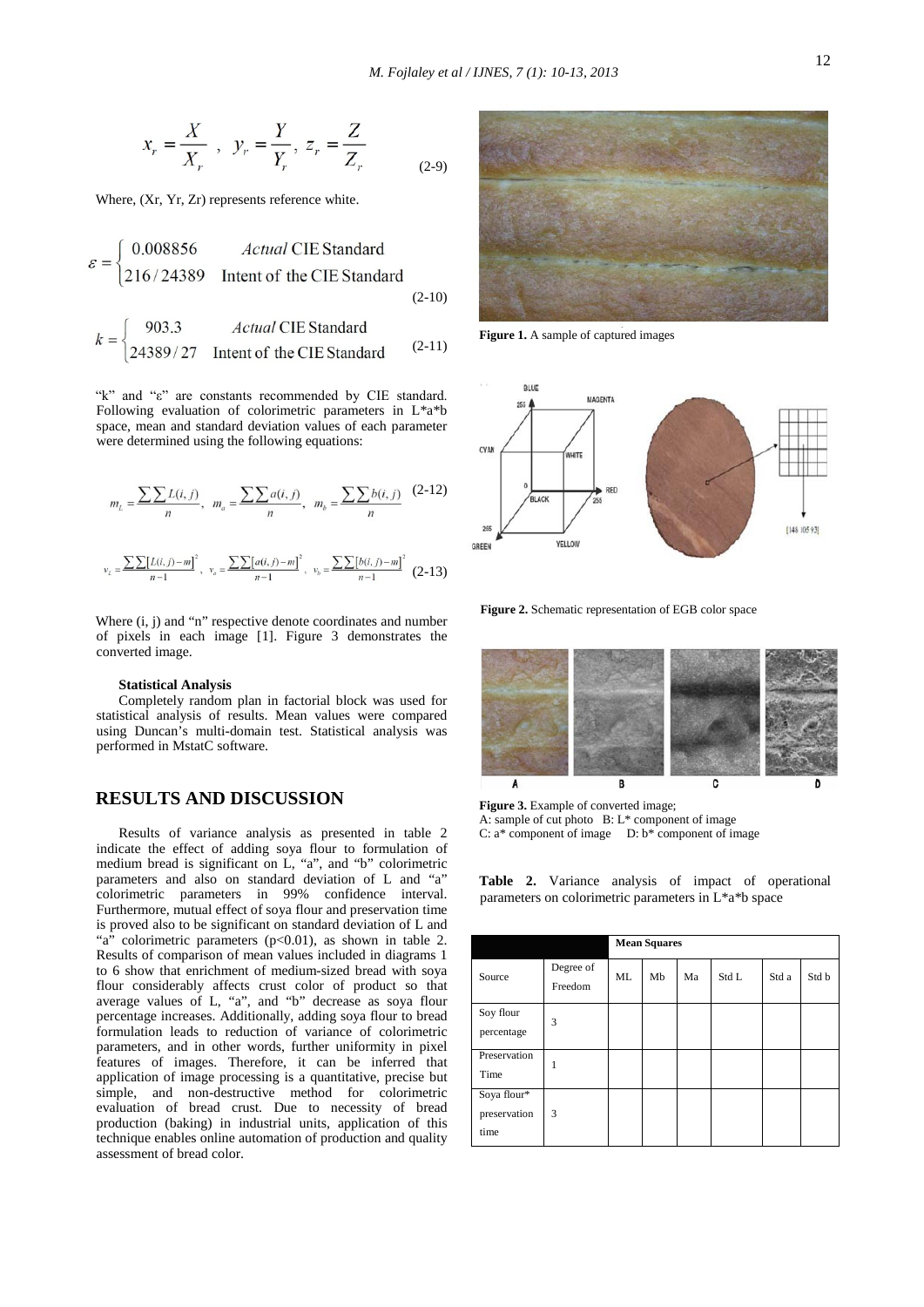$$x_r = \frac{X}{X_r}\ ,\ \ y_r = \frac{Y}{Y_r},\ z_r = \frac{Z}{Z_r} \qquad (2\text{-}9)$$

Where, (Xr, Yr, Zr) represents reference white.

$$\varepsilon = \begin{cases} 0.008856 & \textit{Actual}\ \text{CIE Standard} \\ 216/24389 & \text{Intent of the CIE Standard} \end{cases} \qquad (2\text{-}10)$$

$$k = \begin{cases} 903.3 & \textit{Actual}\ \text{CIE Standard} \\ 24389/27 & \text{Intent of the CIE Standard} \end{cases} \qquad (2\text{-}11)$$

"k" and "ε" are constants recommended by CIE standard. Following evaluation of colorimetric parameters in L*a*b space, mean and standard deviation values of each parameter were determined using the following equations:

$$m_L = \frac{\sum\sum L(i,j)}{n},\ \ m_a = \frac{\sum\sum a(i,j)}{n},\ \ m_b = \frac{\sum\sum b(i,j)}{n} \qquad (2\text{-}12)$$

$$v_L = \frac{\sum\sum[L(i,j)-m]^2}{n-1},\ \ v_a = \frac{\sum\sum[a(i,j)-m]^2}{n-1},\ \ v_b = \frac{\sum\sum[b(i,j)-m]^2}{n-1} \qquad (2\text{-}13)$$

Where (i, j) and "n" respective denote coordinates and number of pixels in each image [1]. Figure 3 demonstrates the converted image.

**Statistical Analysis**

Completely random plan in factorial block was used for statistical analysis of results. Mean values were compared using Duncan's multi-domain test. Statistical analysis was performed in MstatC software.

## RESULTS AND DISCUSSION

Results of variance analysis as presented in table 2 indicate the effect of adding soya flour to formulation of medium bread is significant on L, "a", and "b" colorimetric parameters and also on standard deviation of L and "a" colorimetric parameters in 99% confidence interval. Furthermore, mutual effect of soya flour and preservation time is proved also to be significant on standard deviation of L and "a" colorimetric parameters ($p<0.01$), as shown in table 2. Results of comparison of mean values included in diagrams 1 to 6 show that enrichment of medium-sized bread with soya flour considerably affects crust color of product so that average values of L, "a", and "b" decrease as soya flour percentage increases. Additionally, adding soya flour to bread formulation leads to reduction of variance of colorimetric parameters, and in other words, further uniformity in pixel features of images. Therefore, it can be inferred that application of image processing is a quantitative, precise but simple, and non-destructive method for colorimetric evaluation of bread crust. Due to necessity of bread production (baking) in industrial units, application of this technique enables online automation of production and quality assessment of bread color.

**Figure 1.** A sample of captured images

**Figure 2.** Schematic representation of EGB color space

**Figure 3.** Example of converted image;
A: sample of cut photo B: L* component of image
C: a* component of image D: b* component of image

**Table 2.** Variance analysis of impact of operational parameters on colorimetric parameters in L*a*b space

| | | **Mean Squares** | | | | | |
|---|---|---|---|---|---|---|---|
| Source | Degree of Freedom | ML | Mb | Ma | Std L | Std a | Std b |
| Soy flour percentage | 3 | | | | | | |
| Preservation Time | 1 | | | | | | |
| Soya flour* preservation time | 3 | | | | | | |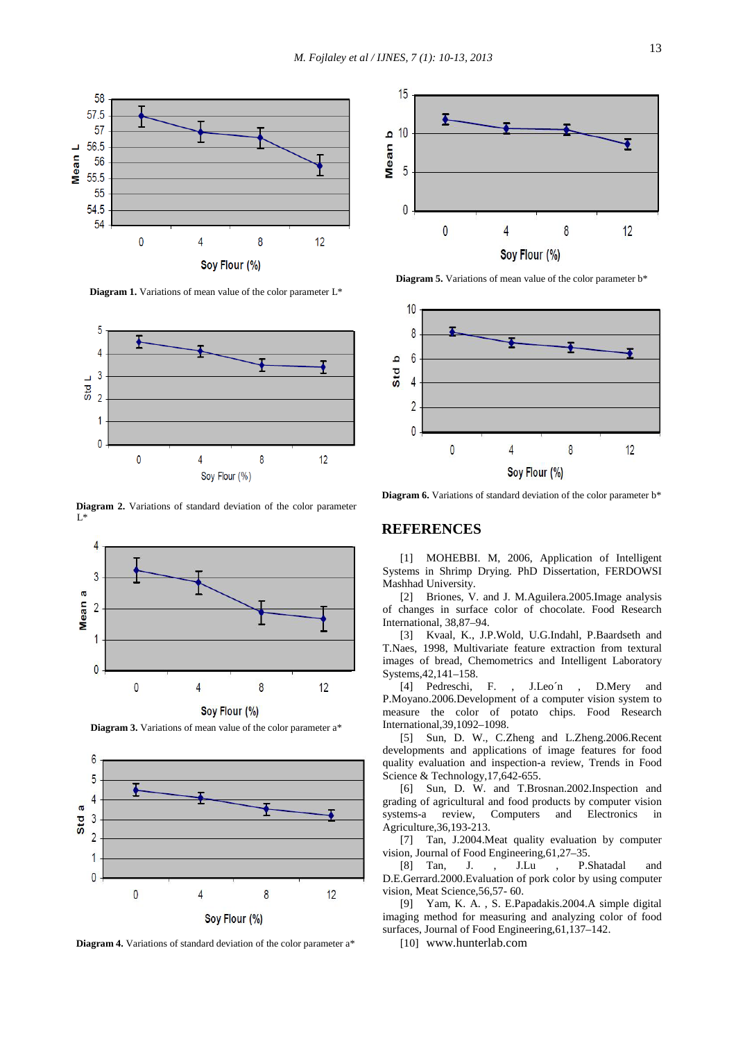58
57.5
57
56.5
56
55.5
55
54.5
54

Mean L

0 4 8 12

Soy Flour (%)

**Diagram 1.** Variations of mean value of the color parameter L*

5
4
3
2
1
0

Std L

0 4 8 12

Soy Flour (%)

**Diagram 2.** Variations of standard deviation of the color parameter L*

4
3
2
1
0

Mean a

0 4 8 12

Soy Flour (%)

**Diagram 3.** Variations of mean value of the color parameter a*

6
5
4
3
2
1
0

Std a

0 4 8 12

Soy Flour (%)

**Diagram 4.** Variations of standard deviation of the color parameter a*

15
10
5
0

Mean b

0 4 8 12

Soy Flour (%)

**Diagram 5.** Variations of mean value of the color parameter b*

10
8
6
4
2
0

Std b

0 4 8 12

Soy Flour (%)

**Diagram 6.** Variations of standard deviation of the color parameter b*

## REFERENCES

[1] MOHEBBI. M, 2006, Application of Intelligent Systems in Shrimp Drying. PhD Dissertation, FERDOWSI Mashhad University.

[2] Briones, V. and J. M.Aguilera.2005.Image analysis of changes in surface color of chocolate. Food Research International, 38,87–94.

[3] Kvaal, K., J.P.Wold, U.G.Indahl, P.Baardseth and T.Naes, 1998, Multivariate feature extraction from textural images of bread, Chemometrics and Intelligent Laboratory Systems,42,141–158.

[4] Pedreschi, F. , J.Leo´n , D.Mery and P.Moyano.2006.Development of a computer vision system to measure the color of potato chips. Food Research International,39,1092–1098.

[5] Sun, D. W., C.Zheng and L.Zheng.2006.Recent developments and applications of image features for food quality evaluation and inspection-a review, Trends in Food Science & Technology,17,642-655.

[6] Sun, D. W. and T.Brosnan.2002.Inspection and grading of agricultural and food products by computer vision systems-a review, Computers and Electronics in Agriculture,36,193-213.

[7] Tan, J.2004.Meat quality evaluation by computer vision, Journal of Food Engineering,61,27–35.

[8] Tan, J. , J.Lu , P.Shatadal and D.E.Gerrard.2000.Evaluation of pork color by using computer vision, Meat Science,56,57- 60.

[9] Yam, K. A. , S. E.Papadakis.2004.A simple digital imaging method for measuring and analyzing color of food surfaces, Journal of Food Engineering,61,137–142.

[10] www.hunterlab.com